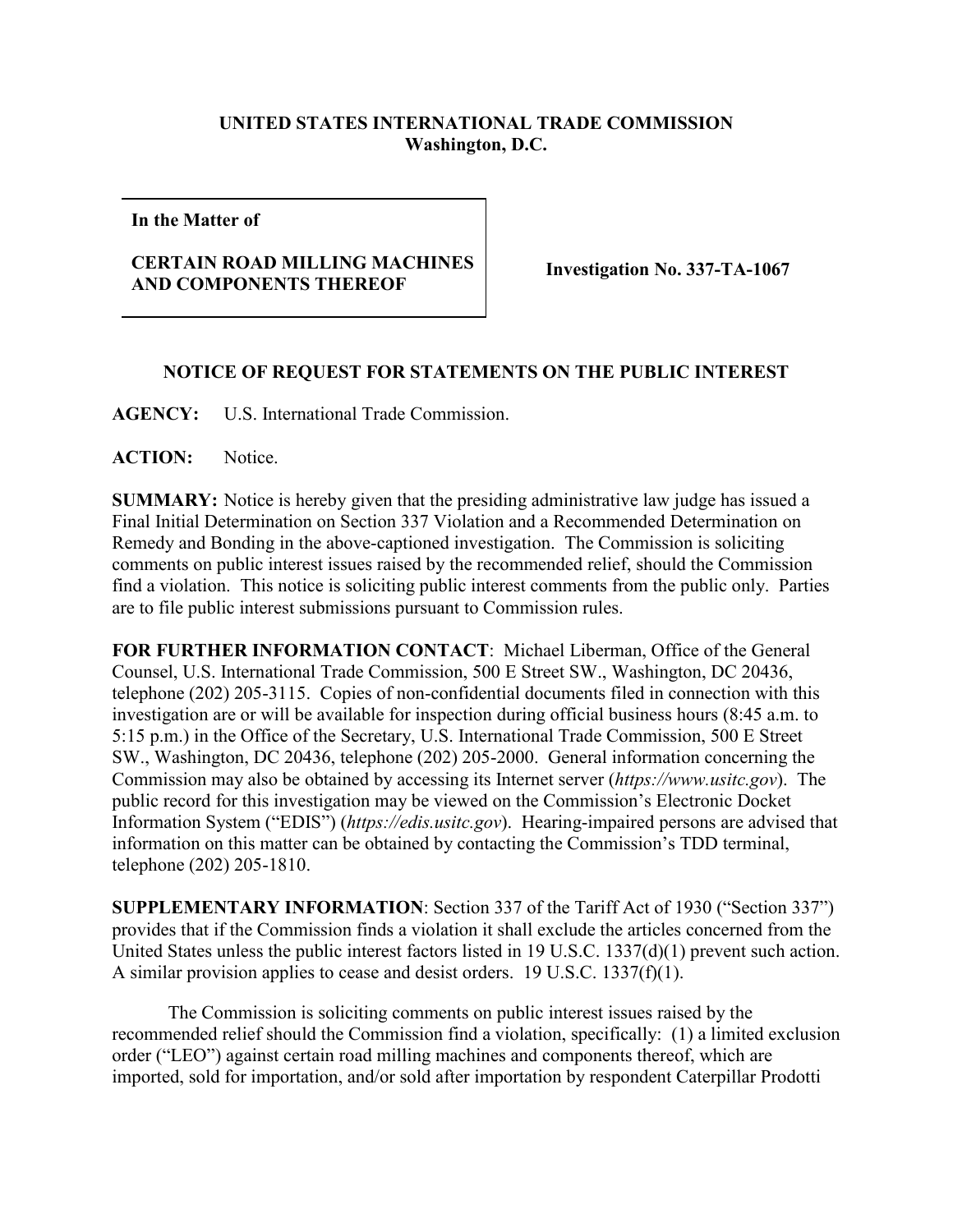**UNITED STATES INTERNATIONAL TRADE COMMISSION**
**Washington, D.C.**

| **In the Matter of**<br><br>**CERTAIN ROAD MILLING MACHINES AND COMPONENTS THEREOF** | **Investigation No. 337-TA-1067** |
|---|---|

## NOTICE OF REQUEST FOR STATEMENTS ON THE PUBLIC INTEREST

**AGENCY:** U.S. International Trade Commission.

**ACTION:** Notice.

**SUMMARY:** Notice is hereby given that the presiding administrative law judge has issued a Final Initial Determination on Section 337 Violation and a Recommended Determination on Remedy and Bonding in the above-captioned investigation. The Commission is soliciting comments on public interest issues raised by the recommended relief, should the Commission find a violation. This notice is soliciting public interest comments from the public only. Parties are to file public interest submissions pursuant to Commission rules.

**FOR FURTHER INFORMATION CONTACT**: Michael Liberman, Office of the General Counsel, U.S. International Trade Commission, 500 E Street SW., Washington, DC 20436, telephone (202) 205-3115. Copies of non-confidential documents filed in connection with this investigation are or will be available for inspection during official business hours (8:45 a.m. to 5:15 p.m.) in the Office of the Secretary, U.S. International Trade Commission, 500 E Street SW., Washington, DC 20436, telephone (202) 205-2000. General information concerning the Commission may also be obtained by accessing its Internet server (*https://www.usitc.gov*). The public record for this investigation may be viewed on the Commission's Electronic Docket Information System ("EDIS") (*https://edis.usitc.gov*). Hearing-impaired persons are advised that information on this matter can be obtained by contacting the Commission's TDD terminal, telephone (202) 205-1810.

**SUPPLEMENTARY INFORMATION**: Section 337 of the Tariff Act of 1930 ("Section 337") provides that if the Commission finds a violation it shall exclude the articles concerned from the United States unless the public interest factors listed in 19 U.S.C. 1337(d)(1) prevent such action. A similar provision applies to cease and desist orders. 19 U.S.C. 1337(f)(1).

The Commission is soliciting comments on public interest issues raised by the recommended relief should the Commission find a violation, specifically: (1) a limited exclusion order ("LEO") against certain road milling machines and components thereof, which are imported, sold for importation, and/or sold after importation by respondent Caterpillar Prodotti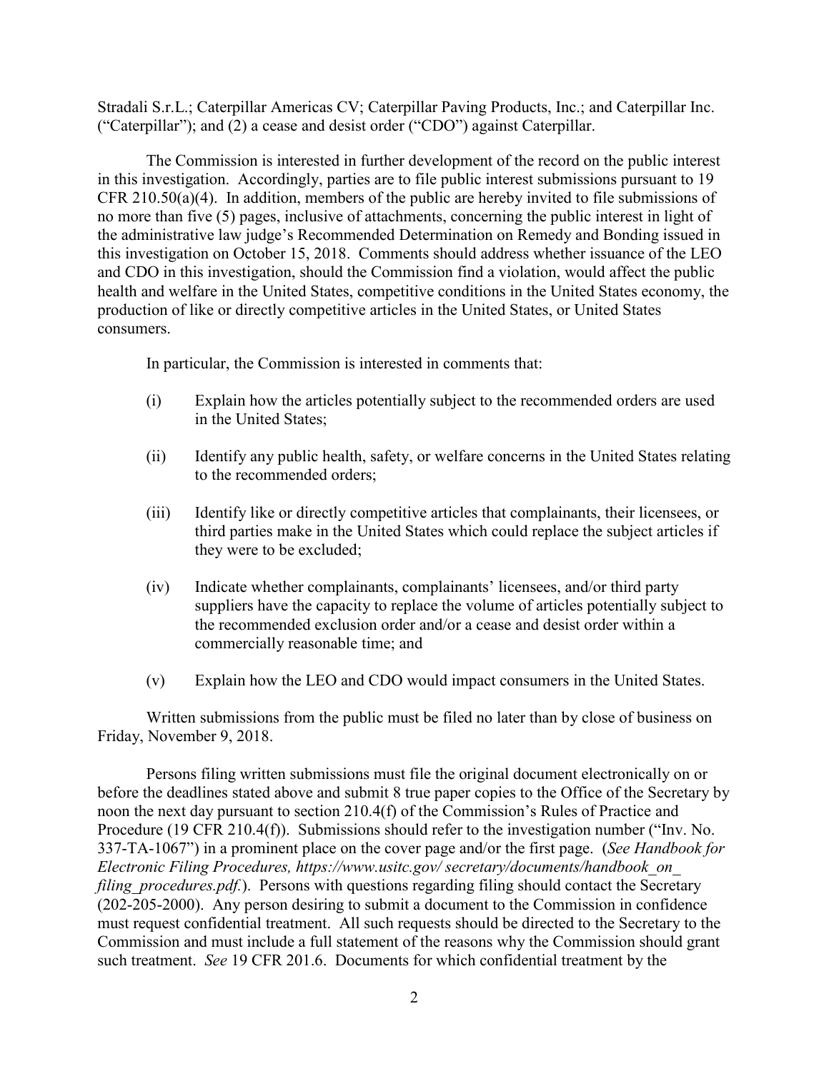Stradali S.r.L.; Caterpillar Americas CV; Caterpillar Paving Products, Inc.; and Caterpillar Inc. ("Caterpillar"); and (2) a cease and desist order ("CDO") against Caterpillar.

The Commission is interested in further development of the record on the public interest in this investigation. Accordingly, parties are to file public interest submissions pursuant to 19 CFR 210.50(a)(4). In addition, members of the public are hereby invited to file submissions of no more than five (5) pages, inclusive of attachments, concerning the public interest in light of the administrative law judge's Recommended Determination on Remedy and Bonding issued in this investigation on October 15, 2018. Comments should address whether issuance of the LEO and CDO in this investigation, should the Commission find a violation, would affect the public health and welfare in the United States, competitive conditions in the United States economy, the production of like or directly competitive articles in the United States, or United States consumers.

In particular, the Commission is interested in comments that:

(i) Explain how the articles potentially subject to the recommended orders are used in the United States;

(ii) Identify any public health, safety, or welfare concerns in the United States relating to the recommended orders;

(iii) Identify like or directly competitive articles that complainants, their licensees, or third parties make in the United States which could replace the subject articles if they were to be excluded;

(iv) Indicate whether complainants, complainants' licensees, and/or third party suppliers have the capacity to replace the volume of articles potentially subject to the recommended exclusion order and/or a cease and desist order within a commercially reasonable time; and

(v) Explain how the LEO and CDO would impact consumers in the United States.

Written submissions from the public must be filed no later than by close of business on Friday, November 9, 2018.

Persons filing written submissions must file the original document electronically on or before the deadlines stated above and submit 8 true paper copies to the Office of the Secretary by noon the next day pursuant to section 210.4(f) of the Commission's Rules of Practice and Procedure (19 CFR 210.4(f)). Submissions should refer to the investigation number ("Inv. No. 337-TA-1067") in a prominent place on the cover page and/or the first page. (*See Handbook for Electronic Filing Procedures, https://www.usitc.gov/ secretary/documents/handbook_on_ filing_procedures.pdf.*). Persons with questions regarding filing should contact the Secretary (202-205-2000). Any person desiring to submit a document to the Commission in confidence must request confidential treatment. All such requests should be directed to the Secretary to the Commission and must include a full statement of the reasons why the Commission should grant such treatment. *See* 19 CFR 201.6. Documents for which confidential treatment by the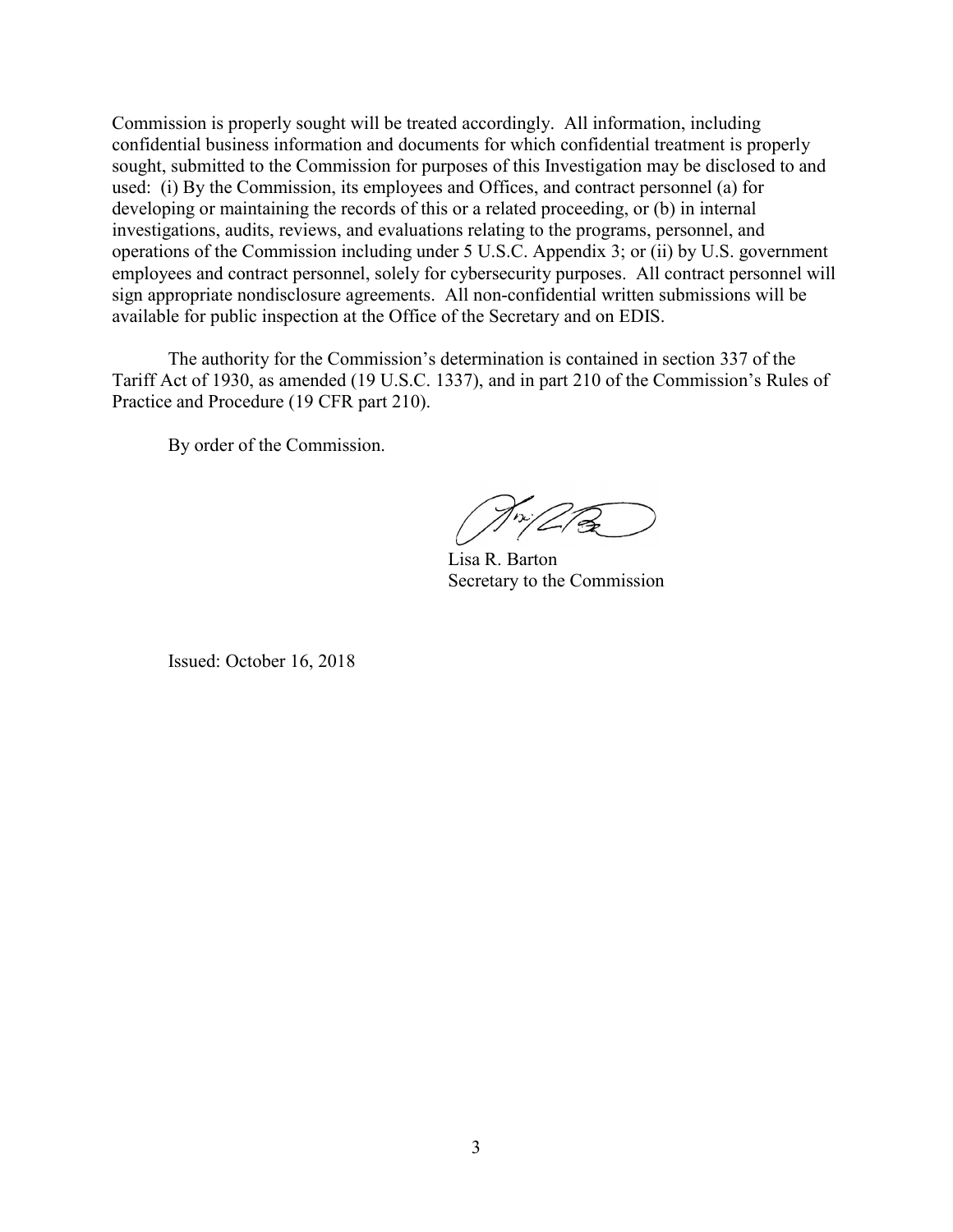Commission is properly sought will be treated accordingly. All information, including confidential business information and documents for which confidential treatment is properly sought, submitted to the Commission for purposes of this Investigation may be disclosed to and used: (i) By the Commission, its employees and Offices, and contract personnel (a) for developing or maintaining the records of this or a related proceeding, or (b) in internal investigations, audits, reviews, and evaluations relating to the programs, personnel, and operations of the Commission including under 5 U.S.C. Appendix 3; or (ii) by U.S. government employees and contract personnel, solely for cybersecurity purposes. All contract personnel will sign appropriate nondisclosure agreements. All non-confidential written submissions will be available for public inspection at the Office of the Secretary and on EDIS.

The authority for the Commission's determination is contained in section 337 of the Tariff Act of 1930, as amended (19 U.S.C. 1337), and in part 210 of the Commission's Rules of Practice and Procedure (19 CFR part 210).

By order of the Commission.

Lisa R. Barton
Secretary to the Commission

Issued: October 16, 2018